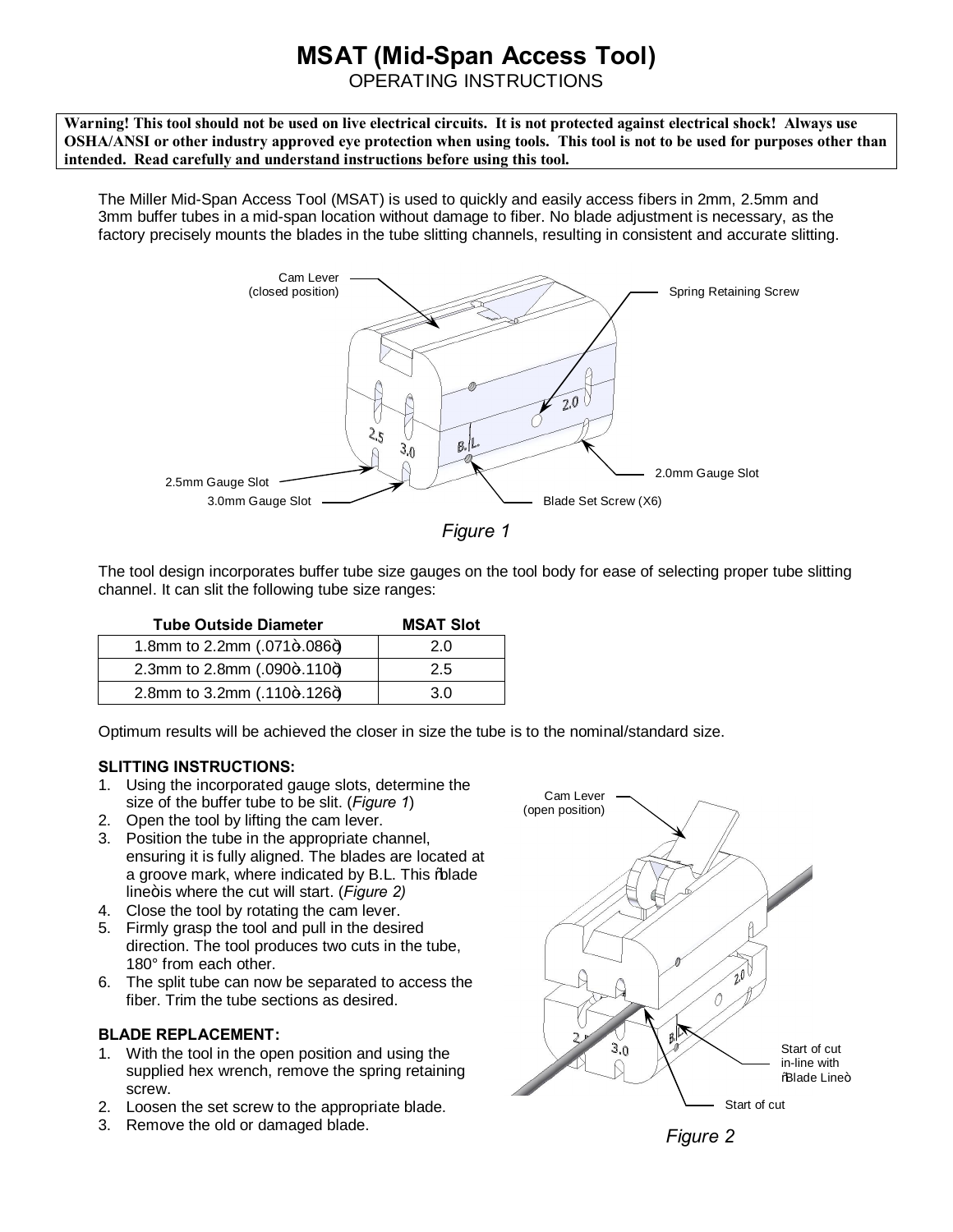# MSAT (Mid-Span Access Tool)

OPERATING INSTRUCTIONS

**Warning! This tool should not be used on live electrical circuits. It is not protected against electrical shock! Always use OSHA/ANSI or other industry approved eye protection when using tools. This tool is not to be used for purposes other than intended. Read carefully and understand instructions before using this tool.**

The Miller Mid-Span Access Tool (MSAT) is used to quickly and easily access fibers in 2mm, 2.5mm and 3mm buffer tubes in a mid-span location without damage to fiber. No blade adjustment is necessary, as the factory precisely mounts the blades in the tube slitting channels, resulting in consistent and accurate slitting.

Cam Lever (closed position) — Spring Retaining Screw — 2.5mm Gauge Slot — 3.0mm Gauge Slot — Blade Set Screw (X6) — 2.0mm Gauge Slot

*Figure 1*

The tool design incorporates buffer tube size gauges on the tool body for ease of selecting proper tube slitting channel. It can slit the following tube size ranges:

| Tube Outside Diameter | MSAT Slot |
|---|---|
| 1.8mm to 2.2mm (.071"-.086") | 2.0 |
| 2.3mm to 2.8mm (.090"-.110") | 2.5 |
| 2.8mm to 3.2mm (.110"-.126") | 3.0 |

Optimum results will be achieved the closer in size the tube is to the nominal/standard size.

**SLITTING INSTRUCTIONS:**

1. Using the incorporated gauge slots, determine the size of the buffer tube to be slit. (*Figure 1*)
2. Open the tool by lifting the cam lever.
3. Position the tube in the appropriate channel, ensuring it is fully aligned. The blades are located at a groove mark, where indicated by B.L. This "blade line" is where the cut will start. (*Figure 2)*
4. Close the tool by rotating the cam lever.
5. Firmly grasp the tool and pull in the desired direction. The tool produces two cuts in the tube, 180° from each other.
6. The split tube can now be separated to access the fiber. Trim the tube sections as desired.

**BLADE REPLACEMENT:**

1. With the tool in the open position and using the supplied hex wrench, remove the spring retaining screw.
2. Loosen the set screw to the appropriate blade.
3. Remove the old or damaged blade.

Cam Lever (open position) — Start of cut in-line with "Blade Line" — Start of cut

*Figure 2*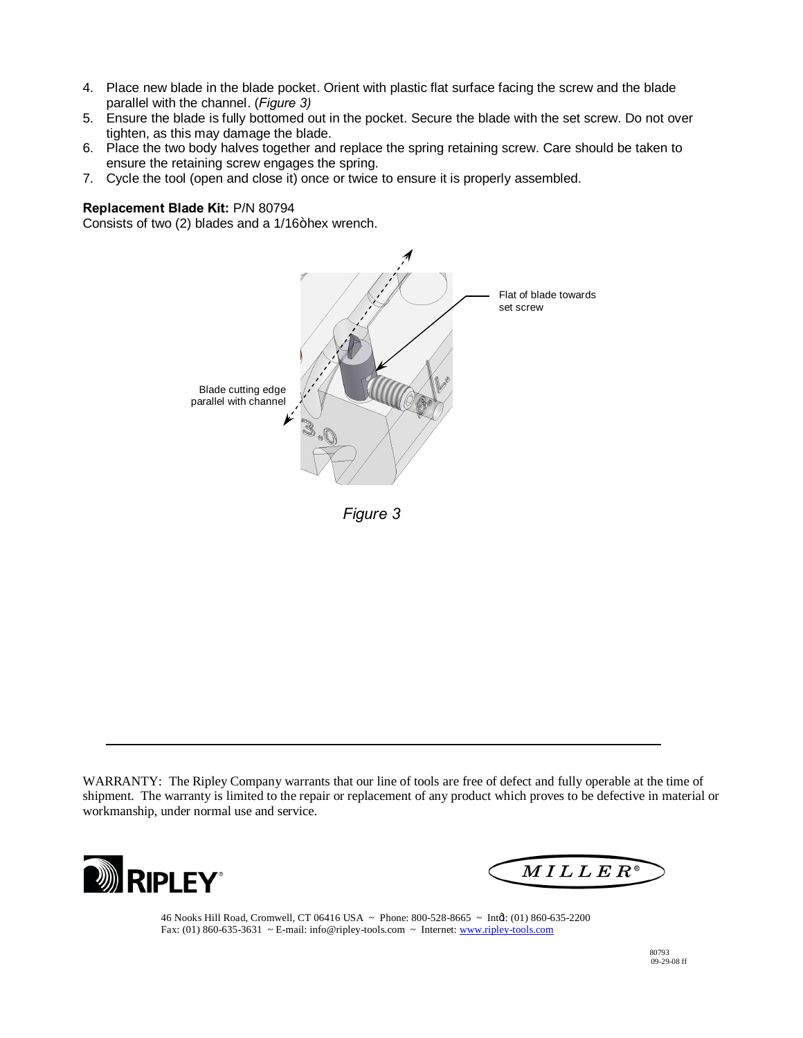4. Place new blade in the blade pocket. Orient with plastic flat surface facing the screw and the blade parallel with the channel. (*Figure 3)*
5. Ensure the blade is fully bottomed out in the pocket. Secure the blade with the set screw. Do not over tighten, as this may damage the blade.
6. Place the two body halves together and replace the spring retaining screw. Care should be taken to ensure the retaining screw engages the spring.
7. Cycle the tool (open and close it) once or twice to ensure it is properly assembled.

**Replacement Blade Kit:** P/N 80794
Consists of two (2) blades and a 1/16ò hex wrench.

Flat of blade towards set screw

Blade cutting edge parallel with channel

*Figure 3*

---

WARRANTY: The Ripley Company warrants that our line of tools are free of defect and fully operable at the time of shipment. The warranty is limited to the repair or replacement of any product which proves to be defective in material or workmanship, under normal use and service.

RIPLEY®

MILLER®

46 Nooks Hill Road, Cromwell, CT 06416 USA ~ Phone: 800-528-8665 ~ Intđ: (01) 860-635-2200
Fax: (01) 860-635-3631 ~ E-mail: info@ripley-tools.com ~ Internet: www.ripley-tools.com

80793
09-29-08 ff